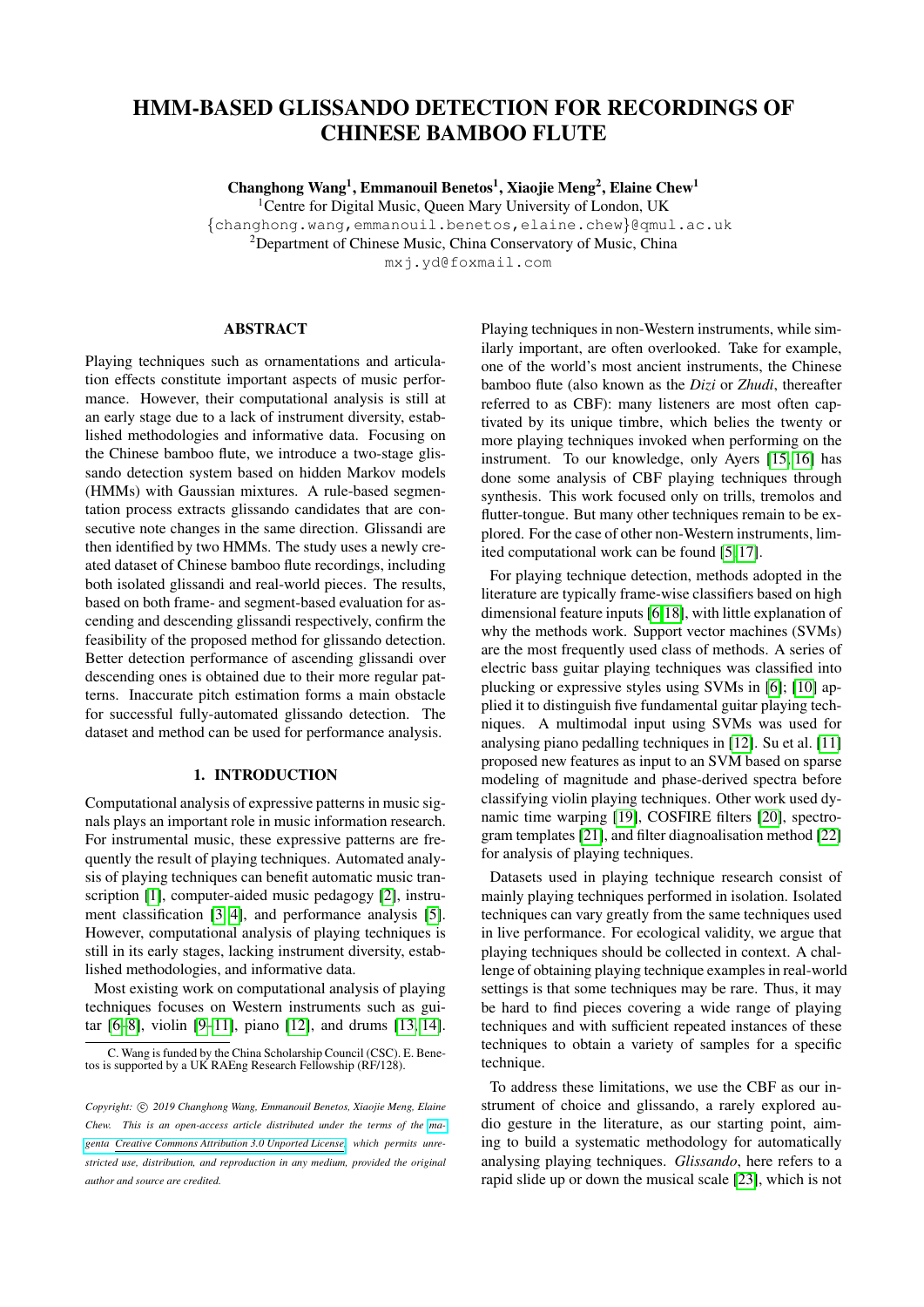# HMM-BASED GLISSANDO DETECTION FOR RECORDINGS OF CHINESE BAMBOO FLUTE

**Changhong Wang[1], Emmanouil Benetos[1], Xiaojie Meng[2], Elaine Chew[1]**

[1]Centre for Digital Music, Queen Mary University of London, UK
{changhong.wang,emmanouil.benetos,elaine.chew}@qmul.ac.uk
[2]Department of Chinese Music, China Conservatory of Music, China
mxj.yd@foxmail.com

## ABSTRACT

Playing techniques such as ornamentations and articulation effects constitute important aspects of music performance. However, their computational analysis is still at an early stage due to a lack of instrument diversity, established methodologies and informative data. Focusing on the Chinese bamboo flute, we introduce a two-stage glissando detection system based on hidden Markov models (HMMs) with Gaussian mixtures. A rule-based segmentation process extracts glissando candidates that are consecutive note changes in the same direction. Glissandi are then identified by two HMMs. The study uses a newly created dataset of Chinese bamboo flute recordings, including both isolated glissandi and real-world pieces. The results, based on both frame- and segment-based evaluation for ascending and descending glissandi respectively, confirm the feasibility of the proposed method for glissando detection. Better detection performance of ascending glissandi over descending ones is obtained due to their more regular patterns. Inaccurate pitch estimation forms a main obstacle for successful fully-automated glissando detection. The dataset and method can be used for performance analysis.

## 1. INTRODUCTION

Computational analysis of expressive patterns in music signals plays an important role in music information research. For instrumental music, these expressive patterns are frequently the result of playing techniques. Automated analysis of playing techniques can benefit automatic music transcription [1], computer-aided music pedagogy [2], instrument classification [3, 4], and performance analysis [5]. However, computational analysis of playing techniques is still in its early stages, lacking instrument diversity, established methodologies, and informative data.

Most existing work on computational analysis of playing techniques focuses on Western instruments such as guitar [6–8], violin [9–11], piano [12], and drums [13, 14]. Playing techniques in non-Western instruments, while similarly important, are often overlooked. Take for example, one of the world's most ancient instruments, the Chinese bamboo flute (also known as the *Dizi* or *Zhudi*, thereafter referred to as CBF): many listeners are most often captivated by its unique timbre, which belies the twenty or more playing techniques invoked when performing on the instrument. To our knowledge, only Ayers [15, 16] has done some analysis of CBF playing techniques through synthesis. This work focused only on trills, tremolos and flutter-tongue. But many other techniques remain to be explored. For the case of other non-Western instruments, limited computational work can be found [5, 17].

For playing technique detection, methods adopted in the literature are typically frame-wise classifiers based on high dimensional feature inputs [6, 18], with little explanation of why the methods work. Support vector machines (SVMs) are the most frequently used class of methods. A series of electric bass guitar playing techniques was classified into plucking or expressive styles using SVMs in [6]; [10] applied it to distinguish five fundamental guitar playing techniques. A multimodal input using SVMs was used for analysing piano pedalling techniques in [12]. Su et al. [11] proposed new features as input to an SVM based on sparse modeling of magnitude and phase-derived spectra before classifying violin playing techniques. Other work used dynamic time warping [19], COSFIRE filters [20], spectrogram templates [21], and filter diagnoalisation method [22] for analysis of playing techniques.

Datasets used in playing technique research consist of mainly playing techniques performed in isolation. Isolated techniques can vary greatly from the same techniques used in live performance. For ecological validity, we argue that playing techniques should be collected in context. A challenge of obtaining playing technique examples in real-world settings is that some techniques may be rare. Thus, it may be hard to find pieces covering a wide range of playing techniques and with sufficient repeated instances of these techniques to obtain a variety of samples for a specific technique.

To address these limitations, we use the CBF as our instrument of choice and glissando, a rarely explored audio gesture in the literature, as our starting point, aiming to build a systematic methodology for automatically analysing playing techniques. *Glissando*, here refers to a rapid slide up or down the musical scale [23], which is not

C. Wang is funded by the China Scholarship Council (CSC). E. Benetos is supported by a UK RAEng Research Fellowship (RF/128).

*Copyright: © 2019 Changhong Wang, Emmanouil Benetos, Xiaojie Meng, Elaine Chew. This is an open-access article distributed under the terms of the Creative Commons Attribution 3.0 Unported License, which permits unrestricted use, distribution, and reproduction in any medium, provided the original author and source are credited.*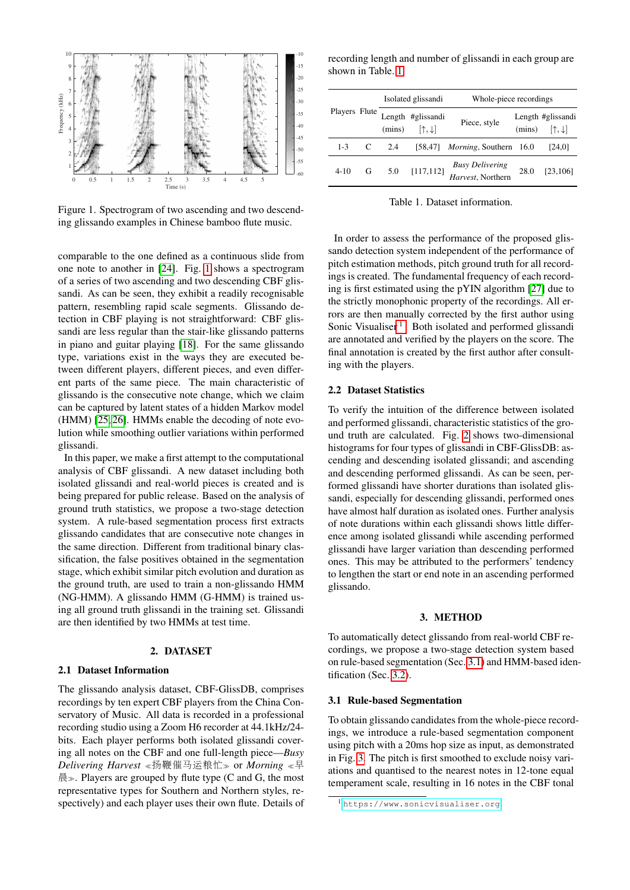Figure 1. Spectrogram of two ascending and two descending glissando examples in Chinese bamboo flute music.

comparable to the one defined as a continuous slide from one note to another in [24]. Fig. 1 shows a spectrogram of a series of two ascending and two descending CBF glissandi. As can be seen, they exhibit a readily recognisable pattern, resembling rapid scale segments. Glissando detection in CBF playing is not straightforward: CBF glissandi are less regular than the stair-like glissando patterns in piano and guitar playing [18]. For the same glissando type, variations exist in the ways they are executed between different players, different pieces, and even different parts of the same piece. The main characteristic of glissando is the consecutive note change, which we claim can be captured by latent states of a hidden Markov model (HMM) [25, 26]. HMMs enable the decoding of note evolution while smoothing outlier variations within performed glissandi.

In this paper, we make a first attempt to the computational analysis of CBF glissandi. A new dataset including both isolated glissandi and real-world pieces is created and is being prepared for public release. Based on the analysis of ground truth statistics, we propose a two-stage detection system. A rule-based segmentation process first extracts glissando candidates that are consecutive note changes in the same direction. Different from traditional binary classification, the false positives obtained in the segmentation stage, which exhibit similar pitch evolution and duration as the ground truth, are used to train a non-glissando HMM (NG-HMM). A glissando HMM (G-HMM) is trained using all ground truth glissandi in the training set. Glissandi are then identified by two HMMs at test time.

## 2. DATASET

### 2.1 Dataset Information

The glissando analysis dataset, CBF-GlissDB, comprises recordings by ten expert CBF players from the China Conservatory of Music. All data is recorded in a professional recording studio using a Zoom H6 recorder at 44.1kHz/24-bits. Each player performs both isolated glissandi covering all notes on the CBF and one full-length piece—*Busy Delivering Harvest* ≪扬鞭催马运粮忙≫ or *Morning* ≪早晨≫. Players are grouped by flute type (C and G, the most representative types for Southern and Northern styles, respectively) and each player uses their own flute. Details of recording length and number of glissandi in each group are shown in Table 1.

| Players | Flute | Isolated glissandi | | Whole-piece recordings | | |
|---|---|---|---|---|---|---|
| | | Length (mins) | #glissandi [↑,↓] | Piece, style | Length (mins) | #glissandi [↑,↓] |
| 1-3 | C | 2.4 | [58,47] | *Morning*, Southern | 16.0 | [24,0] |
| 4-10 | G | 5.0 | [117,112] | *Busy Delivering Harvest*, Northern | 28.0 | [23,106] |

Table 1. Dataset information.

In order to assess the performance of the proposed glissando detection system independent of the performance of pitch estimation methods, pitch ground truth for all recordings is created. The fundamental frequency of each recording is first estimated using the pYIN algorithm [27] due to the strictly monophonic property of the recordings. All errors are then manually corrected by the first author using Sonic Visualiser [1]. Both isolated and performed glissandi are annotated and verified by the players on the score. The final annotation is created by the first author after consulting with the players.

### 2.2 Dataset Statistics

To verify the intuition of the difference between isolated and performed glissandi, characteristic statistics of the ground truth are calculated. Fig. 2 shows two-dimensional histograms for four types of glissandi in CBF-GlissDB: ascending and descending isolated glissandi; and ascending and descending performed glissandi. As can be seen, performed glissandi have shorter durations than isolated glissandi, especially for descending glissandi, performed ones have almost half duration as isolated ones. Further analysis of note durations within each glissandi shows little difference among isolated glissandi while ascending performed glissandi have larger variation than descending performed ones. This may be attributed to the performers' tendency to lengthen the start or end note in an ascending performed glissando.

## 3. METHOD

To automatically detect glissando from real-world CBF recordings, we propose a two-stage detection system based on rule-based segmentation (Sec. 3.1) and HMM-based identification (Sec. 3.2).

### 3.1 Rule-based Segmentation

To obtain glissando candidates from the whole-piece recordings, we introduce a rule-based segmentation component using pitch with a 20ms hop size as input, as demonstrated in Fig. 3. The pitch is first smoothed to exclude noisy variations and quantised to the nearest notes in 12-tone equal temperament scale, resulting in 16 notes in the CBF tonal

[1] https://www.sonicvisualiser.org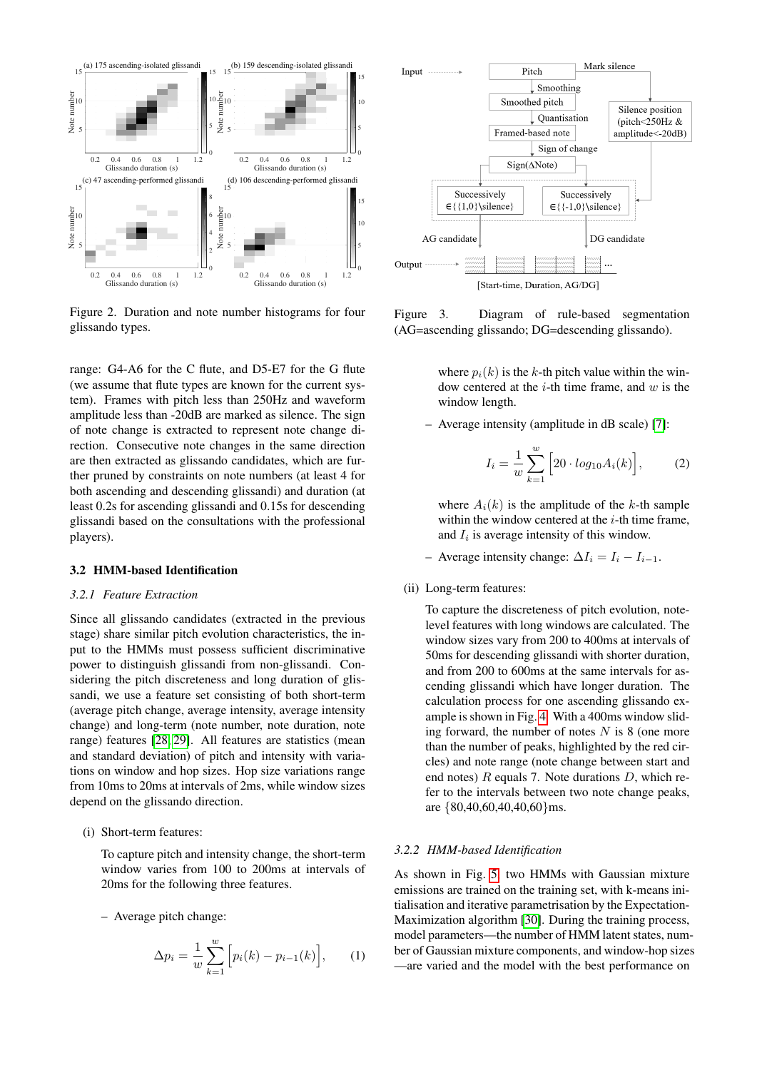Figure 2. Duration and note number histograms for four glissando types.

Figure 3. Diagram of rule-based segmentation (AG=ascending glissando; DG=descending glissando).

range: G4-A6 for the C flute, and D5-E7 for the G flute (we assume that flute types are known for the current system). Frames with pitch less than 250Hz and waveform amplitude less than -20dB are marked as silence. The sign of note change is extracted to represent note change direction. Consecutive note changes in the same direction are then extracted as glissando candidates, which are further pruned by constraints on note numbers (at least 4 for both ascending and descending glissandi) and duration (at least 0.2s for ascending glissandi and 0.15s for descending glissandi based on the consultations with the professional players).

### 3.2 HMM-based Identification

#### 3.2.1 Feature Extraction

Since all glissando candidates (extracted in the previous stage) share similar pitch evolution characteristics, the input to the HMMs must possess sufficient discriminative power to distinguish glissandi from non-glissandi. Considering the pitch discreteness and long duration of glissandi, we use a feature set consisting of both short-term (average pitch change, average intensity, average intensity change) and long-term (note number, note duration, note range) features [28, 29]. All features are statistics (mean and standard deviation) of pitch and intensity with variations on window and hop sizes. Hop size variations range from 10ms to 20ms at intervals of 2ms, while window sizes depend on the glissando direction.

(i) Short-term features:

To capture pitch and intensity change, the short-term window varies from 100 to 200ms at intervals of 20ms for the following three features.

– Average pitch change:

$$\Delta p_i = \frac{1}{w}\sum_{k=1}^{w}\Big[p_i(k) - p_{i-1}(k)\Big], \qquad (1)$$

where $p_i(k)$ is the $k$-th pitch value within the window centered at the $i$-th time frame, and $w$ is the window length.

– Average intensity (amplitude in dB scale) [7]:

$$I_i = \frac{1}{w}\sum_{k=1}^{w}\Big[20 \cdot log_{10}A_i(k)\Big], \qquad (2)$$

where $A_i(k)$ is the amplitude of the $k$-th sample within the window centered at the $i$-th time frame, and $I_i$ is average intensity of this window.

– Average intensity change: $\Delta I_i = I_i - I_{i-1}$.

(ii) Long-term features:

To capture the discreteness of pitch evolution, note-level features with long windows are calculated. The window sizes vary from 200 to 400ms at intervals of 50ms for descending glissandi with shorter duration, and from 200 to 600ms at the same intervals for ascending glissandi which have longer duration. The calculation process for one ascending glissando example is shown in Fig. 4. With a 400ms window sliding forward, the number of notes $N$ is 8 (one more than the number of peaks, highlighted by the red circles) and note range (note change between start and end notes) $R$ equals 7. Note durations $D$, which refer to the intervals between two note change peaks, are {80,40,60,40,40,60}ms.

#### 3.2.2 HMM-based Identification

As shown in Fig. 5, two HMMs with Gaussian mixture emissions are trained on the training set, with k-means initialisation and iterative parametrisation by the Expectation-Maximization algorithm [30]. During the training process, model parameters—the number of HMM latent states, number of Gaussian mixture components, and window-hop sizes —are varied and the model with the best performance on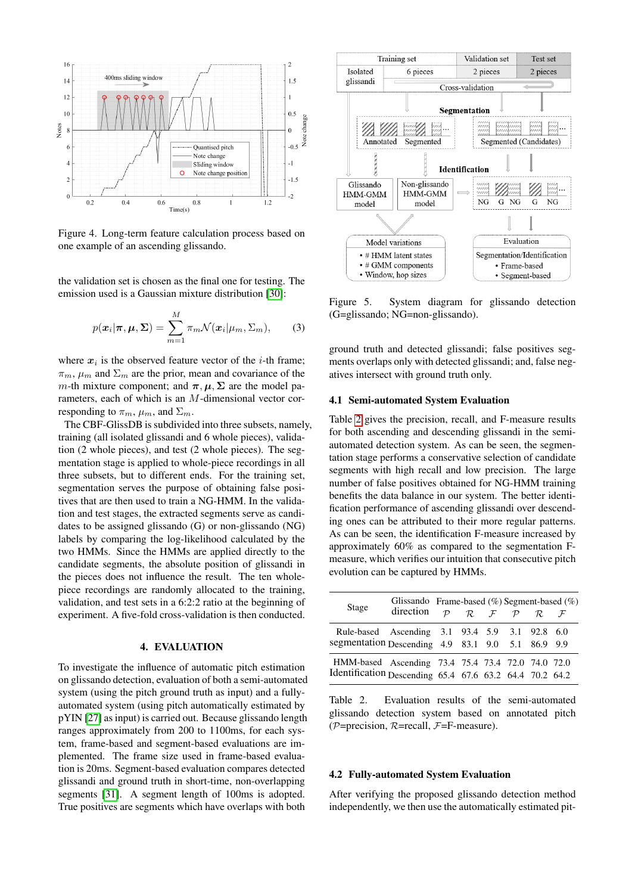Figure 4. Long-term feature calculation process based on one example of an ascending glissando.

the validation set is chosen as the final one for testing. The emission used is a Gaussian mixture distribution [30]:

$$p(\boldsymbol{x}_i|\boldsymbol{\pi}, \boldsymbol{\mu}, \boldsymbol{\Sigma}) = \sum_{m=1}^{M} \pi_m \mathcal{N}(\boldsymbol{x}_i|\mu_m, \Sigma_m), \quad (3)$$

where $\boldsymbol{x}_i$ is the observed feature vector of the $i$-th frame; $\pi_m$, $\mu_m$ and $\Sigma_m$ are the prior, mean and covariance of the $m$-th mixture component; and $\boldsymbol{\pi}, \boldsymbol{\mu}, \boldsymbol{\Sigma}$ are the model parameters, each of which is an $M$-dimensional vector corresponding to $\pi_m$, $\mu_m$, and $\Sigma_m$.

The CBF-GlissDB is subdivided into three subsets, namely, training (all isolated glissandi and 6 whole pieces), validation (2 whole pieces), and test (2 whole pieces). The segmentation stage is applied to whole-piece recordings in all three subsets, but to different ends. For the training set, segmentation serves the purpose of obtaining false positives that are then used to train a NG-HMM. In the validation and test stages, the extracted segments serve as candidates to be assigned glissando (G) or non-glissando (NG) labels by comparing the log-likelihood calculated by the two HMMs. Since the HMMs are applied directly to the candidate segments, the absolute position of glissandi in the pieces does not influence the result. The ten whole-piece recordings are randomly allocated to the training, validation, and test sets in a 6:2:2 ratio at the beginning of experiment. A five-fold cross-validation is then conducted.

## 4. EVALUATION

To investigate the influence of automatic pitch estimation on glissando detection, evaluation of both a semi-automated system (using the pitch ground truth as input) and a fully-automated system (using pitch automatically estimated by pYIN [27] as input) is carried out. Because glissando length ranges approximately from 200 to 1100ms, for each system, frame-based and segment-based evaluations are implemented. The frame size used in frame-based evaluation is 20ms. Segment-based evaluation compares detected glissandi and ground truth in short-time, non-overlapping segments [31]. A segment length of 100ms is adopted. True positives are segments which have overlaps with both ground truth and detected glissandi; false positives segments overlaps only with detected glissandi; and, false negatives intersect with ground truth only.

Figure 5. System diagram for glissando detection (G=glissando; NG=non-glissando).

### 4.1 Semi-automated System Evaluation

Table 2 gives the precision, recall, and F-measure results for both ascending and descending glissandi in the semi-automated detection system. As can be seen, the segmentation stage performs a conservative selection of candidate segments with high recall and low precision. The large number of false positives obtained for NG-HMM training benefits the data balance in our system. The better identification performance of ascending glissandi over descending ones can be attributed to their more regular patterns. As can be seen, the identification F-measure increased by approximately 60% as compared to the segmentation F-measure, which verifies our intuition that consecutive pitch evolution can be captured by HMMs.

| Stage | Glissando direction | Frame-based (%) | | | Segment-based (%) | | |
|---|---|---|---|---|---|---|---|
| | | $\mathcal{P}$ | $\mathcal{R}$ | $\mathcal{F}$ | $\mathcal{P}$ | $\mathcal{R}$ | $\mathcal{F}$ |
| Rule-based segmentation | Ascending | 3.1 | 93.4 | 5.9 | 3.1 | 92.8 | 6.0 |
| | Descending | 4.9 | 83.1 | 9.0 | 5.1 | 86.9 | 9.9 |
| HMM-based Identification | Ascending | 73.4 | 75.4 | 73.4 | 72.0 | 74.0 | 72.0 |
| | Descending | 65.4 | 67.6 | 63.2 | 64.4 | 70.2 | 64.2 |

Table 2. Evaluation results of the semi-automated glissando detection system based on annotated pitch ($\mathcal{P}$=precision, $\mathcal{R}$=recall, $\mathcal{F}$=F-measure).

### 4.2 Fully-automated System Evaluation

After verifying the proposed glissando detection method independently, we then use the automatically estimated pit-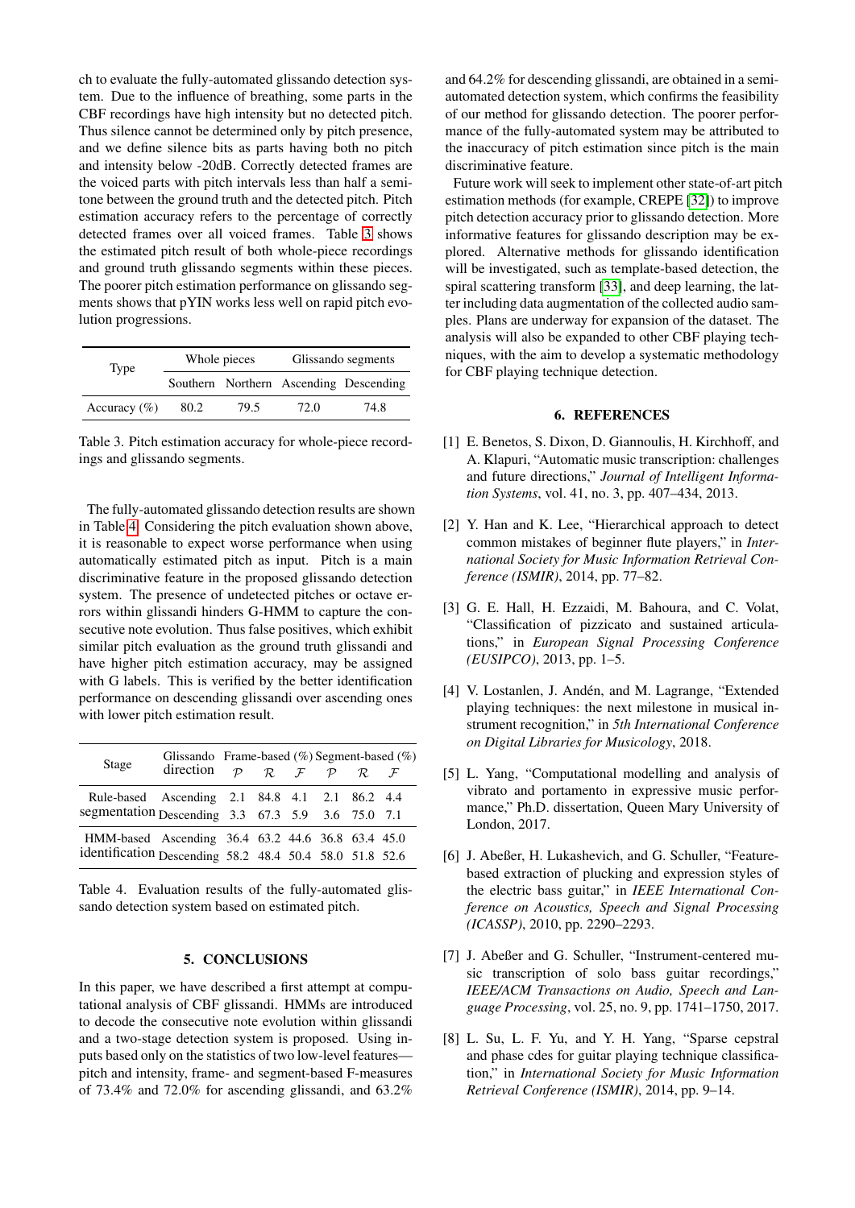ch to evaluate the fully-automated glissando detection system. Due to the influence of breathing, some parts in the CBF recordings have high intensity but no detected pitch. Thus silence cannot be determined only by pitch presence, and we define silence bits as parts having both no pitch and intensity below -20dB. Correctly detected frames are the voiced parts with pitch intervals less than half a semitone between the ground truth and the detected pitch. Pitch estimation accuracy refers to the percentage of correctly detected frames over all voiced frames. Table 3 shows the estimated pitch result of both whole-piece recordings and ground truth glissando segments within these pieces. The poorer pitch estimation performance on glissando segments shows that pYIN works less well on rapid pitch evolution progressions.

| Type | Whole pieces | | Glissando segments | |
|---|---|---|---|---|
| | Southern | Northern | Ascending | Descending |
| Accuracy (%) | 80.2 | 79.5 | 72.0 | 74.8 |

Table 3. Pitch estimation accuracy for whole-piece recordings and glissando segments.

The fully-automated glissando detection results are shown in Table 4. Considering the pitch evaluation shown above, it is reasonable to expect worse performance when using automatically estimated pitch as input. Pitch is a main discriminative feature in the proposed glissando detection system. The presence of undetected pitches or octave errors within glissandi hinders G-HMM to capture the consecutive note evolution. Thus false positives, which exhibit similar pitch evaluation as the ground truth glissandi and have higher pitch estimation accuracy, may be assigned with G labels. This is verified by the better identification performance on descending glissandi over ascending ones with lower pitch estimation result.

| Stage | Glissando direction | Frame-based (%) | | | Segment-based (%) | | |
|---|---|---|---|---|---|---|---|
| | | $\mathcal{P}$ | $\mathcal{R}$ | $\mathcal{F}$ | $\mathcal{P}$ | $\mathcal{R}$ | $\mathcal{F}$ |
| Rule-based segmentation | Ascending | 2.1 | 84.8 | 4.1 | 2.1 | 86.2 | 4.4 |
| | Descending | 3.3 | 67.3 | 5.9 | 3.6 | 75.0 | 7.1 |
| HMM-based identification | Ascending | 36.4 | 63.2 | 44.6 | 36.8 | 63.4 | 45.0 |
| | Descending | 58.2 | 48.4 | 50.4 | 58.0 | 51.8 | 52.6 |

Table 4. Evaluation results of the fully-automated glissando detection system based on estimated pitch.

## 5. CONCLUSIONS

In this paper, we have described a first attempt at computational analysis of CBF glissandi. HMMs are introduced to decode the consecutive note evolution within glissandi and a two-stage detection system is proposed. Using inputs based only on the statistics of two low-level features—pitch and intensity, frame- and segment-based F-measures of 73.4% and 72.0% for ascending glissandi, and 63.2% and 64.2% for descending glissandi, are obtained in a semi-automated detection system, which confirms the feasibility of our method for glissando detection. The poorer performance of the fully-automated system may be attributed to the inaccuracy of pitch estimation since pitch is the main discriminative feature.

Future work will seek to implement other state-of-art pitch estimation methods (for example, CREPE [32]) to improve pitch detection accuracy prior to glissando detection. More informative features for glissando description may be explored. Alternative methods for glissando identification will be investigated, such as template-based detection, the spiral scattering transform [33], and deep learning, the latter including data augmentation of the collected audio samples. Plans are underway for expansion of the dataset. The analysis will also be expanded to other CBF playing techniques, with the aim to develop a systematic methodology for CBF playing technique detection.

## 6. REFERENCES

[1] E. Benetos, S. Dixon, D. Giannoulis, H. Kirchhoff, and A. Klapuri, "Automatic music transcription: challenges and future directions," *Journal of Intelligent Information Systems*, vol. 41, no. 3, pp. 407–434, 2013.

[2] Y. Han and K. Lee, "Hierarchical approach to detect common mistakes of beginner flute players," in *International Society for Music Information Retrieval Conference (ISMIR)*, 2014, pp. 77–82.

[3] G. E. Hall, H. Ezzaidi, M. Bahoura, and C. Volat, "Classification of pizzicato and sustained articulations," in *European Signal Processing Conference (EUSIPCO)*, 2013, pp. 1–5.

[4] V. Lostanlen, J. Andén, and M. Lagrange, "Extended playing techniques: the next milestone in musical instrument recognition," in *5th International Conference on Digital Libraries for Musicology*, 2018.

[5] L. Yang, "Computational modelling and analysis of vibrato and portamento in expressive music performance," Ph.D. dissertation, Queen Mary University of London, 2017.

[6] J. Abeßer, H. Lukashevich, and G. Schuller, "Feature-based extraction of plucking and expression styles of the electric bass guitar," in *IEEE International Conference on Acoustics, Speech and Signal Processing (ICASSP)*, 2010, pp. 2290–2293.

[7] J. Abeßer and G. Schuller, "Instrument-centered music transcription of solo bass guitar recordings," *IEEE/ACM Transactions on Audio, Speech and Language Processing*, vol. 25, no. 9, pp. 1741–1750, 2017.

[8] L. Su, L. F. Yu, and Y. H. Yang, "Sparse cepstral and phase codes for guitar playing technique classification," in *International Society for Music Information Retrieval Conference (ISMIR)*, 2014, pp. 9–14.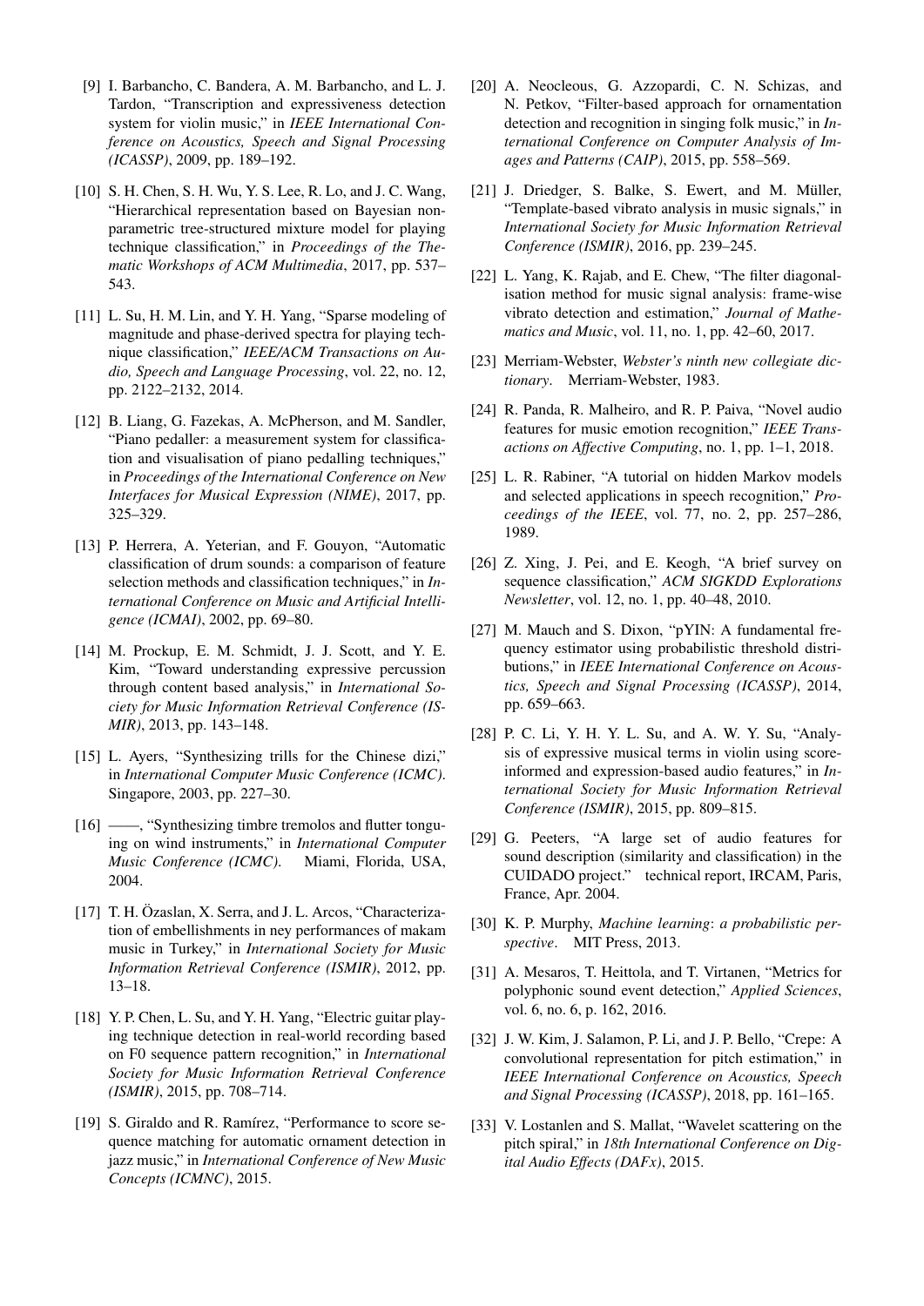[9] I. Barbancho, C. Bandera, A. M. Barbancho, and L. J. Tardon, "Transcription and expressiveness detection system for violin music," in *IEEE International Conference on Acoustics, Speech and Signal Processing (ICASSP)*, 2009, pp. 189–192.

[10] S. H. Chen, S. H. Wu, Y. S. Lee, R. Lo, and J. C. Wang, "Hierarchical representation based on Bayesian nonparametric tree-structured mixture model for playing technique classification," in *Proceedings of the Thematic Workshops of ACM Multimedia*, 2017, pp. 537–543.

[11] L. Su, H. M. Lin, and Y. H. Yang, "Sparse modeling of magnitude and phase-derived spectra for playing technique classification," *IEEE/ACM Transactions on Audio, Speech and Language Processing*, vol. 22, no. 12, pp. 2122–2132, 2014.

[12] B. Liang, G. Fazekas, A. McPherson, and M. Sandler, "Piano pedaller: a measurement system for classification and visualisation of piano pedalling techniques," in *Proceedings of the International Conference on New Interfaces for Musical Expression (NIME)*, 2017, pp. 325–329.

[13] P. Herrera, A. Yeterian, and F. Gouyon, "Automatic classification of drum sounds: a comparison of feature selection methods and classification techniques," in *International Conference on Music and Artificial Intelligence (ICMAI)*, 2002, pp. 69–80.

[14] M. Prockup, E. M. Schmidt, J. J. Scott, and Y. E. Kim, "Toward understanding expressive percussion through content based analysis," in *International Society for Music Information Retrieval Conference (ISMIR)*, 2013, pp. 143–148.

[15] L. Ayers, "Synthesizing trills for the Chinese dizi," in *International Computer Music Conference (ICMC)*. Singapore, 2003, pp. 227–30.

[16] ——, "Synthesizing timbre tremolos and flutter tonguing on wind instruments," in *International Computer Music Conference (ICMC)*. Miami, Florida, USA, 2004.

[17] T. H. Özaslan, X. Serra, and J. L. Arcos, "Characterization of embellishments in ney performances of makam music in Turkey," in *International Society for Music Information Retrieval Conference (ISMIR)*, 2012, pp. 13–18.

[18] Y. P. Chen, L. Su, and Y. H. Yang, "Electric guitar playing technique detection in real-world recording based on F0 sequence pattern recognition," in *International Society for Music Information Retrieval Conference (ISMIR)*, 2015, pp. 708–714.

[19] S. Giraldo and R. Ramírez, "Performance to score sequence matching for automatic ornament detection in jazz music," in *International Conference of New Music Concepts (ICMNC)*, 2015.

[20] A. Neocleous, G. Azzopardi, C. N. Schizas, and N. Petkov, "Filter-based approach for ornamentation detection and recognition in singing folk music," in *International Conference on Computer Analysis of Images and Patterns (CAIP)*, 2015, pp. 558–569.

[21] J. Driedger, S. Balke, S. Ewert, and M. Müller, "Template-based vibrato analysis in music signals," in *International Society for Music Information Retrieval Conference (ISMIR)*, 2016, pp. 239–245.

[22] L. Yang, K. Rajab, and E. Chew, "The filter diagonalisation method for music signal analysis: frame-wise vibrato detection and estimation," *Journal of Mathematics and Music*, vol. 11, no. 1, pp. 42–60, 2017.

[23] Merriam-Webster, *Webster's ninth new collegiate dictionary*. Merriam-Webster, 1983.

[24] R. Panda, R. Malheiro, and R. P. Paiva, "Novel audio features for music emotion recognition," *IEEE Transactions on Affective Computing*, no. 1, pp. 1–1, 2018.

[25] L. R. Rabiner, "A tutorial on hidden Markov models and selected applications in speech recognition," *Proceedings of the IEEE*, vol. 77, no. 2, pp. 257–286, 1989.

[26] Z. Xing, J. Pei, and E. Keogh, "A brief survey on sequence classification," *ACM SIGKDD Explorations Newsletter*, vol. 12, no. 1, pp. 40–48, 2010.

[27] M. Mauch and S. Dixon, "pYIN: A fundamental frequency estimator using probabilistic threshold distributions," in *IEEE International Conference on Acoustics, Speech and Signal Processing (ICASSP)*, 2014, pp. 659–663.

[28] P. C. Li, Y. H. Y. L. Su, and A. W. Y. Su, "Analysis of expressive musical terms in violin using score-informed and expression-based audio features," in *International Society for Music Information Retrieval Conference (ISMIR)*, 2015, pp. 809–815.

[29] G. Peeters, "A large set of audio features for sound description (similarity and classification) in the CUIDADO project." technical report, IRCAM, Paris, France, Apr. 2004.

[30] K. P. Murphy, *Machine learning*: *a probabilistic perspective*. MIT Press, 2013.

[31] A. Mesaros, T. Heittola, and T. Virtanen, "Metrics for polyphonic sound event detection," *Applied Sciences*, vol. 6, no. 6, p. 162, 2016.

[32] J. W. Kim, J. Salamon, P. Li, and J. P. Bello, "Crepe: A convolutional representation for pitch estimation," in *IEEE International Conference on Acoustics, Speech and Signal Processing (ICASSP)*, 2018, pp. 161–165.

[33] V. Lostanlen and S. Mallat, "Wavelet scattering on the pitch spiral," in *18th International Conference on Digital Audio Effects (DAFx)*, 2015.